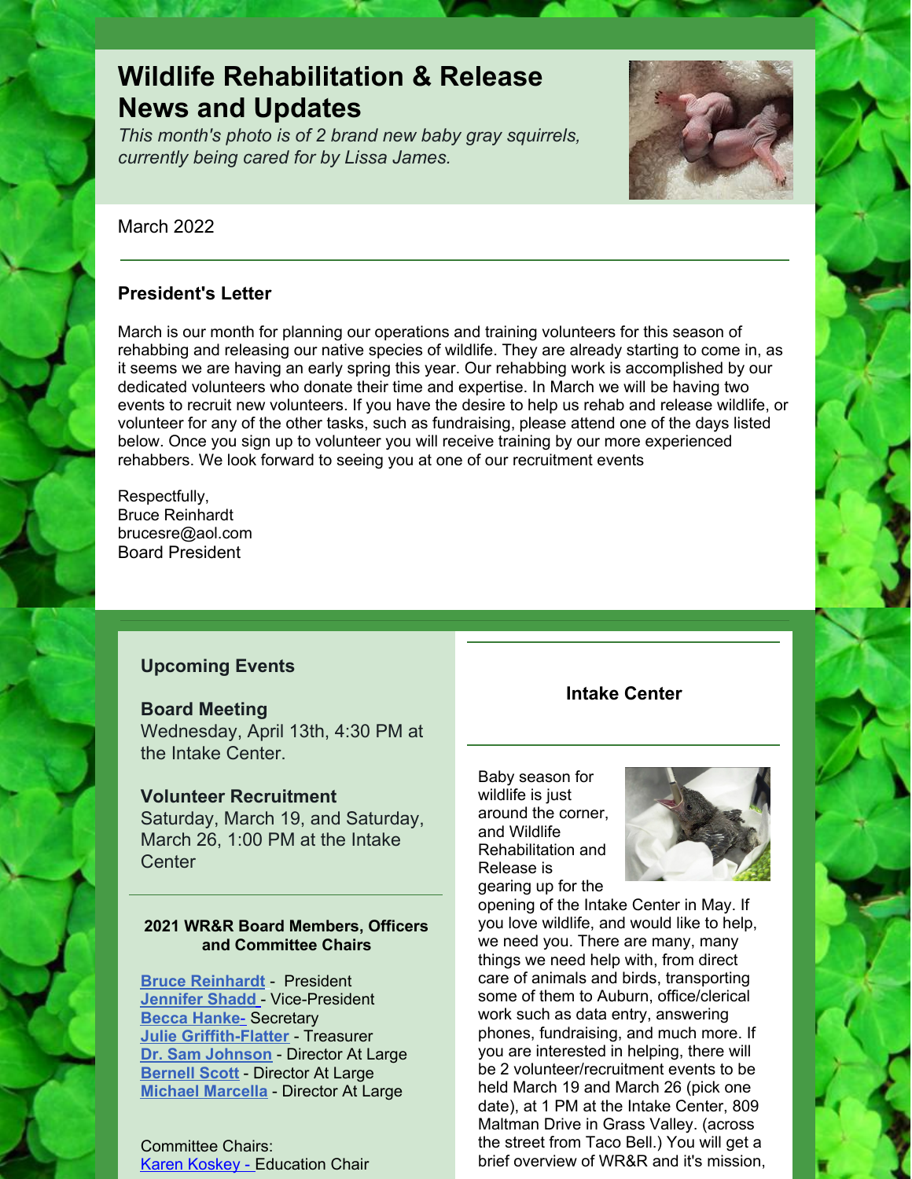# Wildlife Rehabilitation & Release News and Updates

*This month's photo is of 2 brand new baby gray squirrels, currently being cared for by Lissa James.*

March 2022

## President's Letter

March is our month for planning our operations and training volunteers for this season of rehabbing and releasing our native species of wildlife. They are already starting to come in, as it seems we are having an early spring this year. Our rehabbing work is accomplished by our dedicated volunteers who donate their time and expertise. In March we will be having two events to recruit new volunteers. If you have the desire to help us rehab and release wildlife, or volunteer for any of the other tasks, such as fundraising, please attend one of the days listed below. Once you sign up to volunteer you will receive training by our more experienced rehabbers. We look forward to seeing you at one of our recruitment events

Respectfully,
Bruce Reinhardt
brucesre@aol.com
Board President

## Upcoming Events

**Board Meeting**
Wednesday, April 13th, 4:30 PM at the Intake Center.

**Volunteer Recruitment**
Saturday, March 19, and Saturday, March 26, 1:00 PM at the Intake Center

### 2021 WR&R Board Members, Officers and Committee Chairs

**Bruce Reinhardt** - President
**Jennifer Shadd** - Vice-President
**Becca Hanke-** Secretary
**Julie Griffith-Flatter** - Treasurer
**Dr. Sam Johnson** - Director At Large
**Bernell Scott** - Director At Large
**Michael Marcella** - Director At Large

Committee Chairs:
Karen Koskey - Education Chair

## Intake Center

Baby season for wildlife is just around the corner, and Wildlife Rehabilitation and Release is gearing up for the opening of the Intake Center in May. If you love wildlife, and would like to help, we need you. There are many, many things we need help with, from direct care of animals and birds, transporting some of them to Auburn, office/clerical work such as data entry, answering phones, fundraising, and much more. If you are interested in helping, there will be 2 volunteer/recruitment events to be held March 19 and March 26 (pick one date), at 1 PM at the Intake Center, 809 Maltman Drive in Grass Valley. (across the street from Taco Bell.) You will get a brief overview of WR&R and it's mission,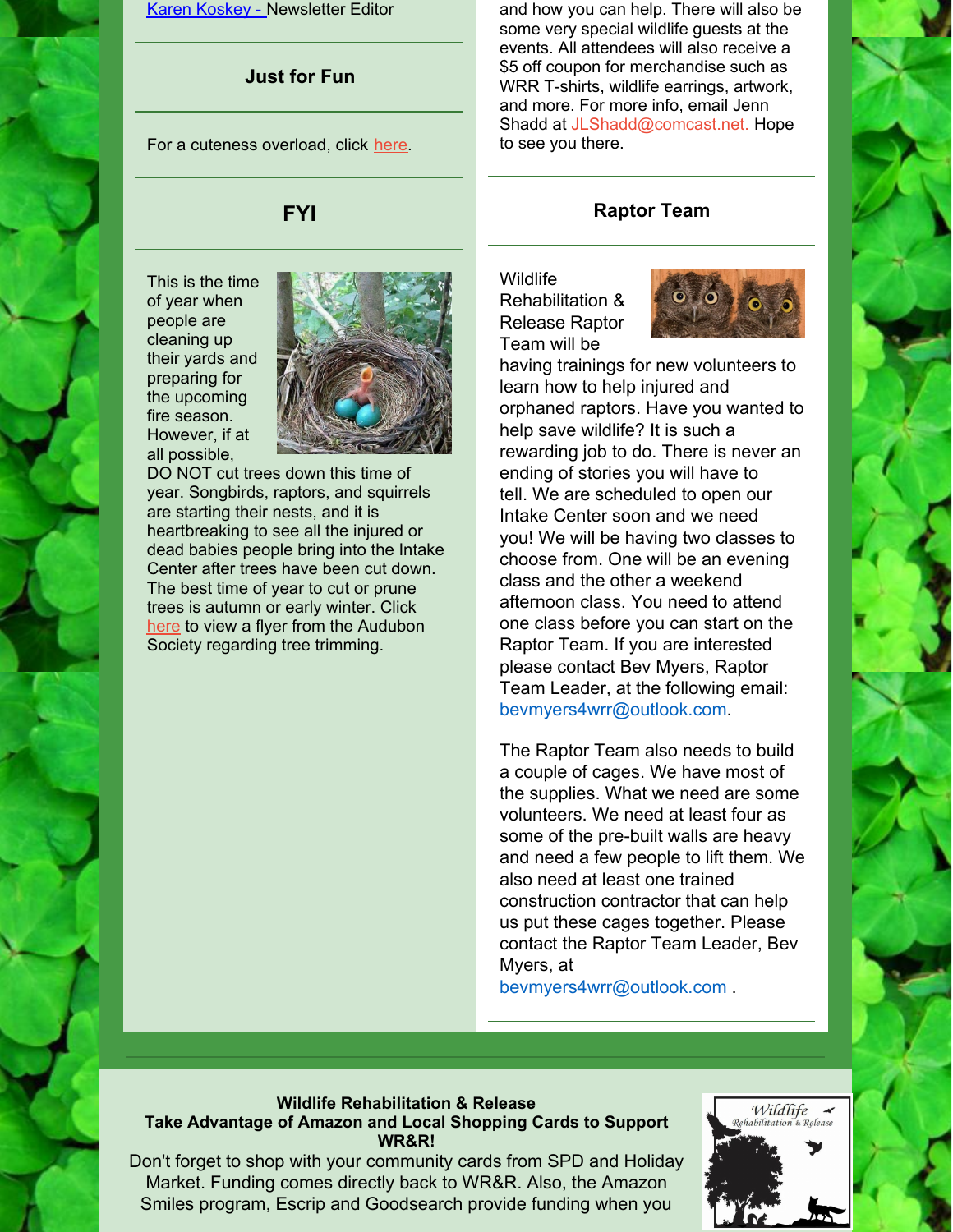Karen Koskey - Newsletter Editor

### Just for Fun

For a cuteness overload, click here.

### FYI

This is the time of year when people are cleaning up their yards and preparing for the upcoming fire season. However, if at all possible, DO NOT cut trees down this time of year. Songbirds, raptors, and squirrels are starting their nests, and it is heartbreaking to see all the injured or dead babies people bring into the Intake Center after trees have been cut down. The best time of year to cut or prune trees is autumn or early winter. Click here to view a flyer from the Audubon Society regarding tree trimming.

and how you can help. There will also be some very special wildlife guests at the events. All attendees will also receive a $5 off coupon for merchandise such as WRR T-shirts, wildlife earrings, artwork, and more. For more info, email Jenn Shadd at JLShadd@comcast.net. Hope to see you there.

### Raptor Team

Wildlife Rehabilitation & Release Raptor Team will be having trainings for new volunteers to learn how to help injured and orphaned raptors. Have you wanted to help save wildlife? It is such a rewarding job to do. There is never an ending of stories you will have to tell. We are scheduled to open our Intake Center soon and we need you! We will be having two classes to choose from. One will be an evening class and the other a weekend afternoon class. You need to attend one class before you can start on the Raptor Team. If you are interested please contact Bev Myers, Raptor Team Leader, at the following email: bevmyers4wrr@outlook.com.

The Raptor Team also needs to build a couple of cages. We have most of the supplies. What we need are some volunteers. We need at least four as some of the pre-built walls are heavy and need a few people to lift them. We also need at least one trained construction contractor that can help us put these cages together. Please contact the Raptor Team Leader, Bev Myers, at bevmyers4wrr@outlook.com .

**Wildlife Rehabilitation & Release**
**Take Advantage of Amazon and Local Shopping Cards to Support WR&R!**

Don't forget to shop with your community cards from SPD and Holiday Market. Funding comes directly back to WR&R. Also, the Amazon Smiles program, Escrip and Goodsearch provide funding when you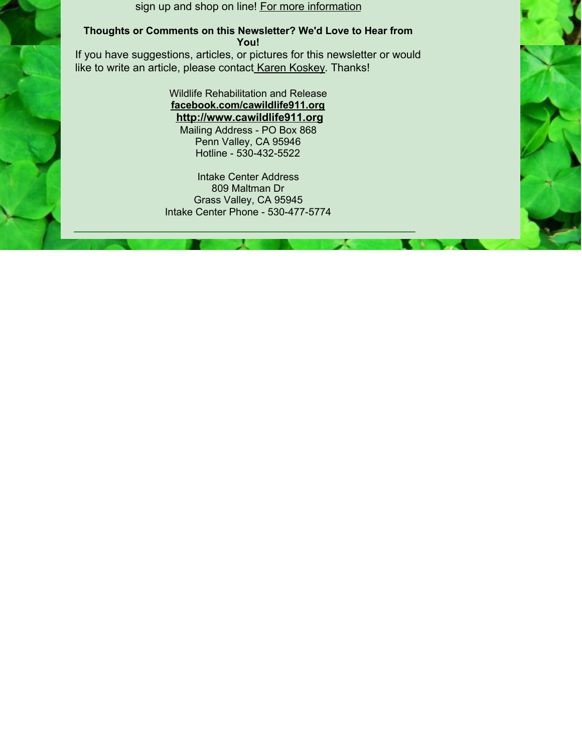sign up and shop on line! For more information

**Thoughts or Comments on this Newsletter? We'd Love to Hear from You!**

If you have suggestions, articles, or pictures for this newsletter or would like to write an article, please contact Karen Koskey. Thanks!

Wildlife Rehabilitation and Release
**facebook.com/cawildlife911.org**
**http://www.cawildlife911.org**
Mailing Address - PO Box 868
Penn Valley, CA 95946
Hotline - 530-432-5522

Intake Center Address
809 Maltman Dr
Grass Valley, CA 95945
Intake Center Phone - 530-477-5774